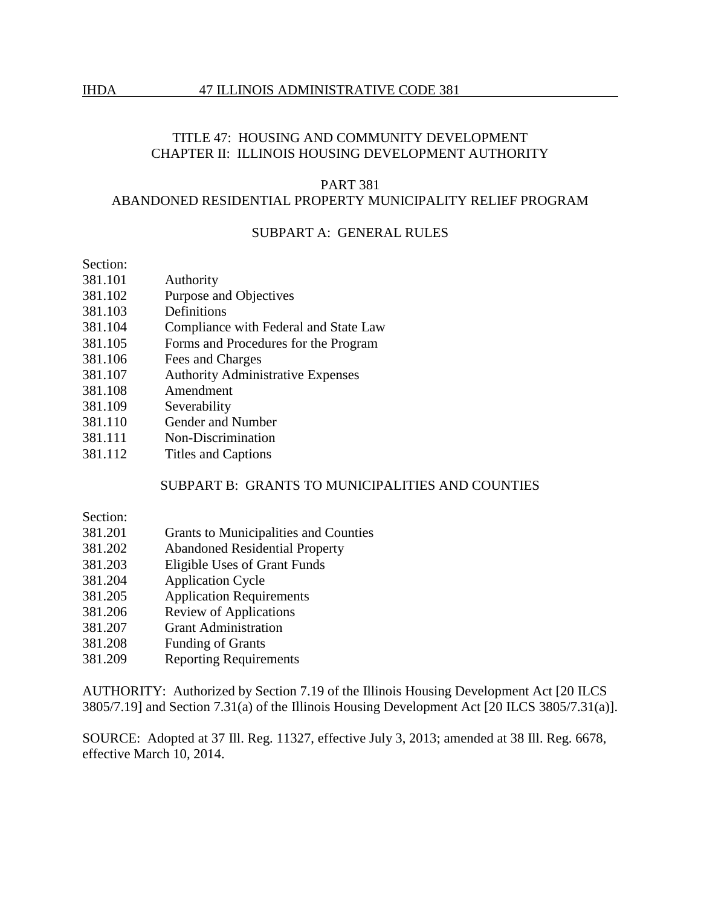TITLE 47: HOUSING AND COMMUNITY DEVELOPMENT
CHAPTER II: ILLINOIS HOUSING DEVELOPMENT AUTHORITY

# PART 381
# ABANDONED RESIDENTIAL PROPERTY MUNICIPALITY RELIEF PROGRAM

## SUBPART A: GENERAL RULES

Section:
381.101 Authority
381.102 Purpose and Objectives
381.103 Definitions
381.104 Compliance with Federal and State Law
381.105 Forms and Procedures for the Program
381.106 Fees and Charges
381.107 Authority Administrative Expenses
381.108 Amendment
381.109 Severability
381.110 Gender and Number
381.111 Non-Discrimination
381.112 Titles and Captions

## SUBPART B: GRANTS TO MUNICIPALITIES AND COUNTIES

Section:
381.201 Grants to Municipalities and Counties
381.202 Abandoned Residential Property
381.203 Eligible Uses of Grant Funds
381.204 Application Cycle
381.205 Application Requirements
381.206 Review of Applications
381.207 Grant Administration
381.208 Funding of Grants
381.209 Reporting Requirements

AUTHORITY: Authorized by Section 7.19 of the Illinois Housing Development Act [20 ILCS 3805/7.19] and Section 7.31(a) of the Illinois Housing Development Act [20 ILCS 3805/7.31(a)].

SOURCE: Adopted at 37 Ill. Reg. 11327, effective July 3, 2013; amended at 38 Ill. Reg. 6678, effective March 10, 2014.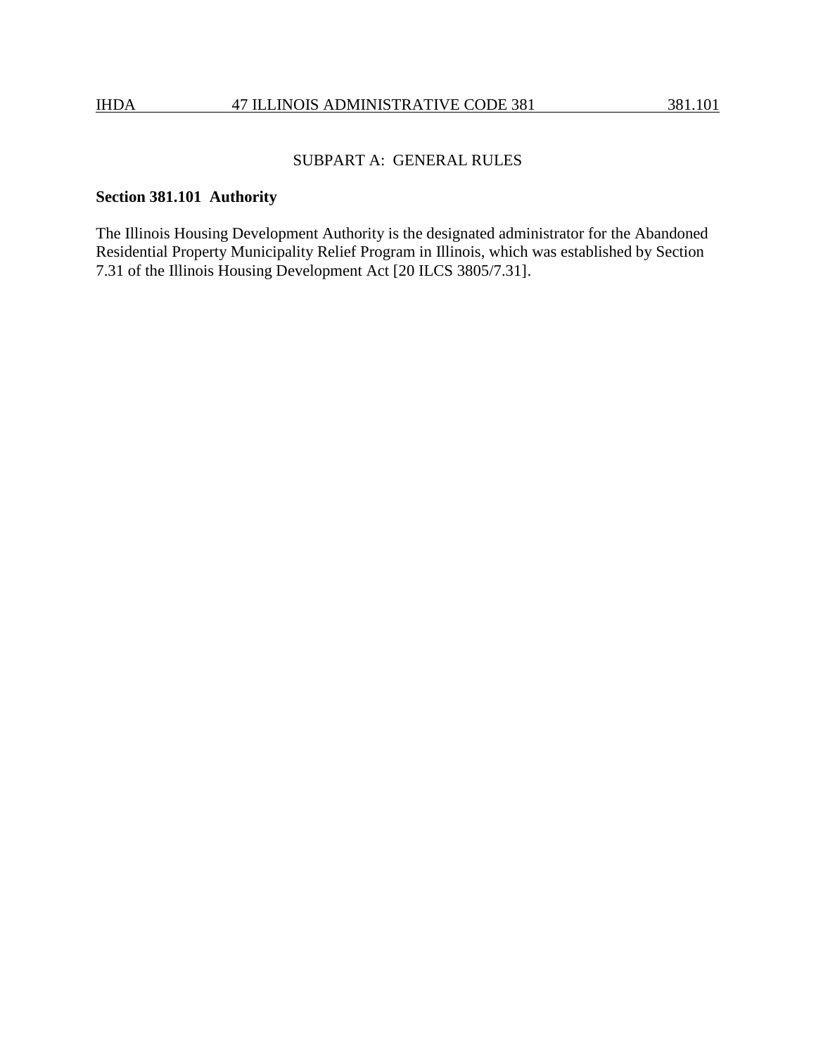## SUBPART A: GENERAL RULES

### Section 381.101 Authority

The Illinois Housing Development Authority is the designated administrator for the Abandoned Residential Property Municipality Relief Program in Illinois, which was established by Section 7.31 of the Illinois Housing Development Act [20 ILCS 3805/7.31].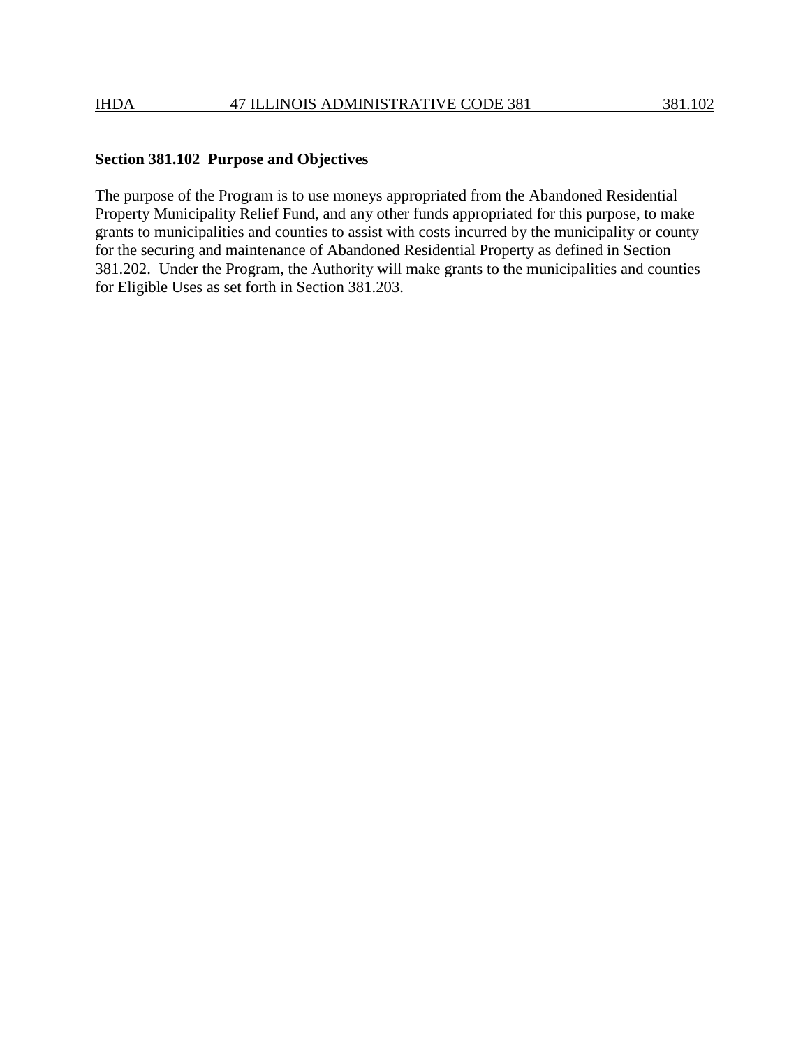**Section 381.102 Purpose and Objectives**

The purpose of the Program is to use moneys appropriated from the Abandoned Residential Property Municipality Relief Fund, and any other funds appropriated for this purpose, to make grants to municipalities and counties to assist with costs incurred by the municipality or county for the securing and maintenance of Abandoned Residential Property as defined in Section 381.202. Under the Program, the Authority will make grants to the municipalities and counties for Eligible Uses as set forth in Section 381.203.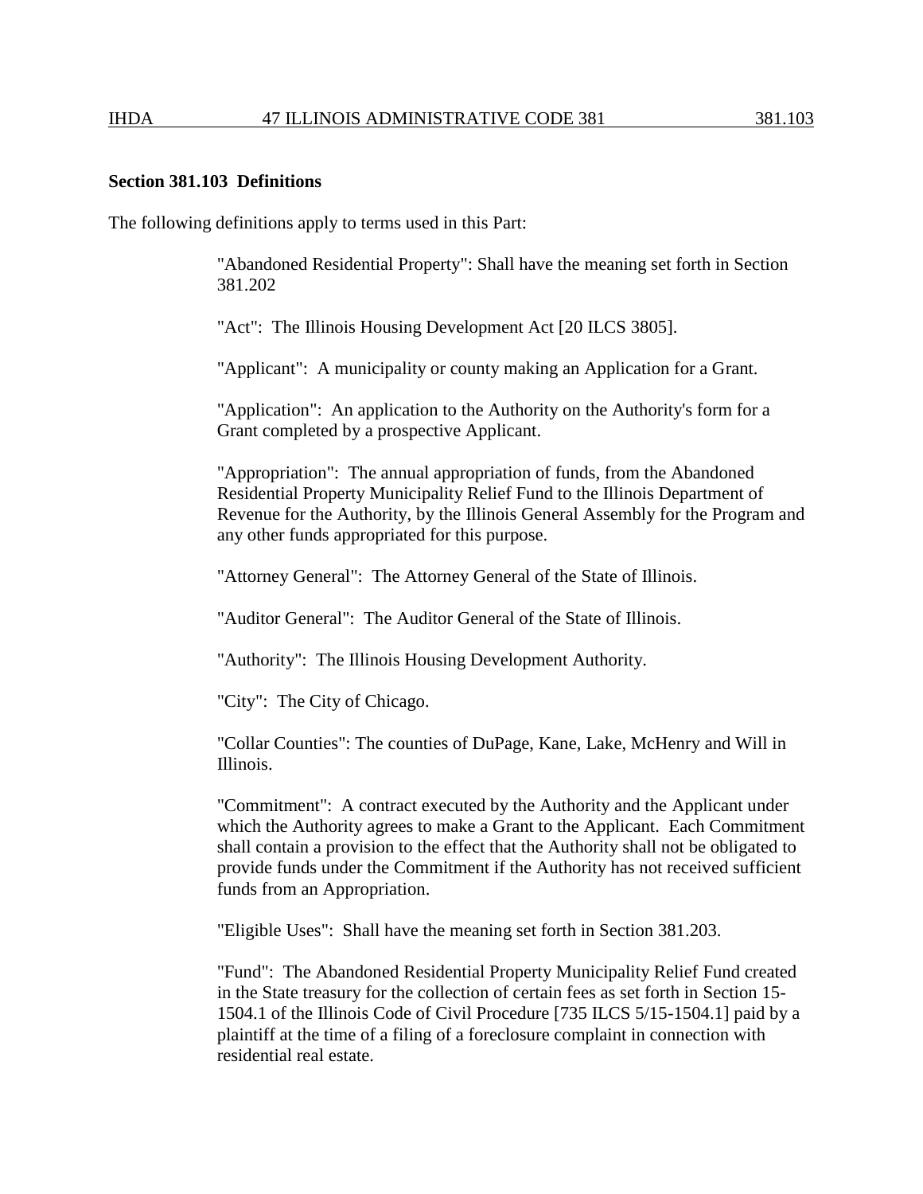**Section 381.103 Definitions**

The following definitions apply to terms used in this Part:

"Abandoned Residential Property": Shall have the meaning set forth in Section 381.202

"Act": The Illinois Housing Development Act [20 ILCS 3805].

"Applicant": A municipality or county making an Application for a Grant.

"Application": An application to the Authority on the Authority's form for a Grant completed by a prospective Applicant.

"Appropriation": The annual appropriation of funds, from the Abandoned Residential Property Municipality Relief Fund to the Illinois Department of Revenue for the Authority, by the Illinois General Assembly for the Program and any other funds appropriated for this purpose.

"Attorney General": The Attorney General of the State of Illinois.

"Auditor General": The Auditor General of the State of Illinois.

"Authority": The Illinois Housing Development Authority.

"City": The City of Chicago.

"Collar Counties": The counties of DuPage, Kane, Lake, McHenry and Will in Illinois.

"Commitment": A contract executed by the Authority and the Applicant under which the Authority agrees to make a Grant to the Applicant. Each Commitment shall contain a provision to the effect that the Authority shall not be obligated to provide funds under the Commitment if the Authority has not received sufficient funds from an Appropriation.

"Eligible Uses": Shall have the meaning set forth in Section 381.203.

"Fund": The Abandoned Residential Property Municipality Relief Fund created in the State treasury for the collection of certain fees as set forth in Section 15-1504.1 of the Illinois Code of Civil Procedure [735 ILCS 5/15-1504.1] paid by a plaintiff at the time of a filing of a foreclosure complaint in connection with residential real estate.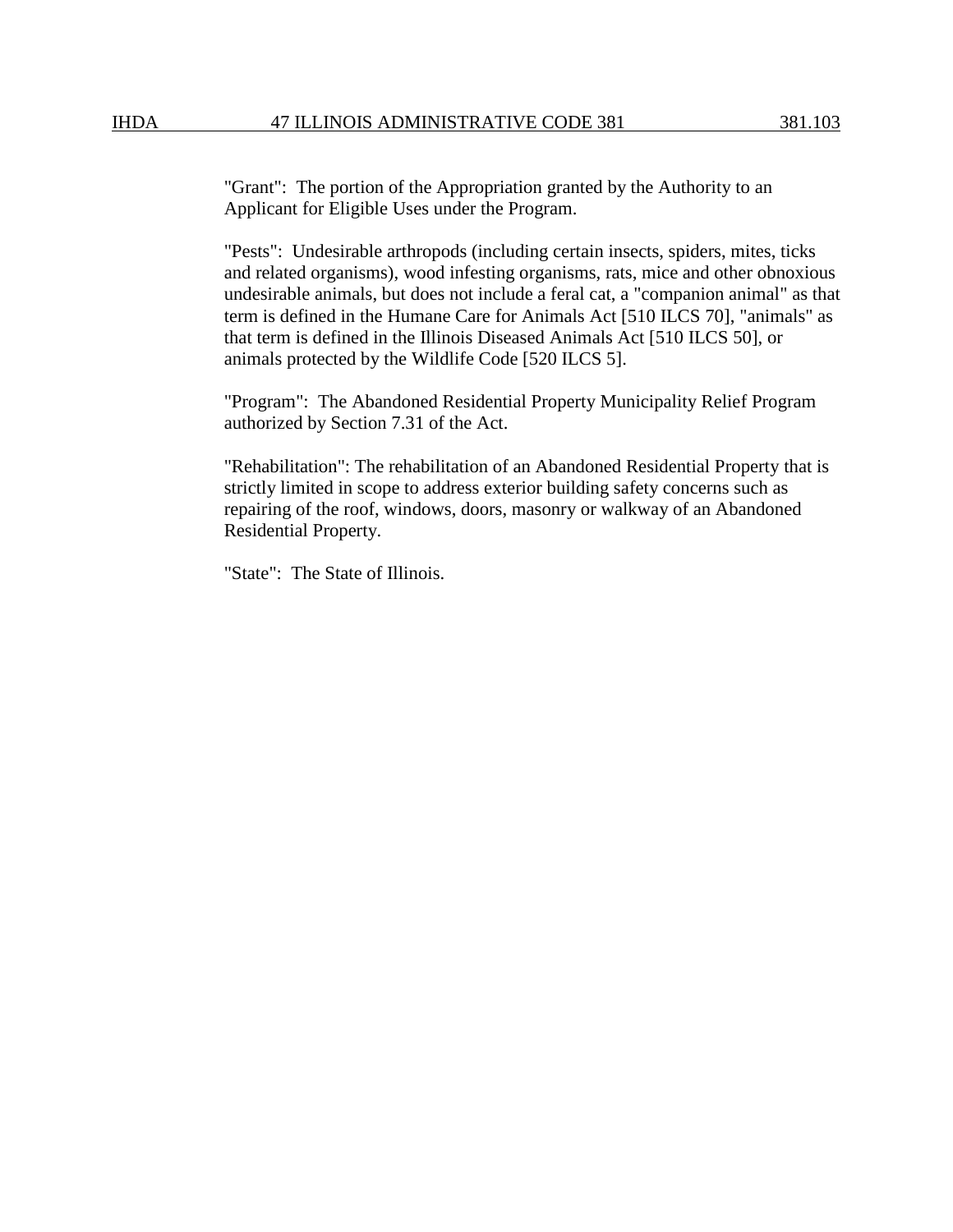"Grant": The portion of the Appropriation granted by the Authority to an Applicant for Eligible Uses under the Program.

"Pests": Undesirable arthropods (including certain insects, spiders, mites, ticks and related organisms), wood infesting organisms, rats, mice and other obnoxious undesirable animals, but does not include a feral cat, a "companion animal" as that term is defined in the Humane Care for Animals Act [510 ILCS 70], "animals" as that term is defined in the Illinois Diseased Animals Act [510 ILCS 50], or animals protected by the Wildlife Code [520 ILCS 5].

"Program": The Abandoned Residential Property Municipality Relief Program authorized by Section 7.31 of the Act.

"Rehabilitation": The rehabilitation of an Abandoned Residential Property that is strictly limited in scope to address exterior building safety concerns such as repairing of the roof, windows, doors, masonry or walkway of an Abandoned Residential Property.

"State": The State of Illinois.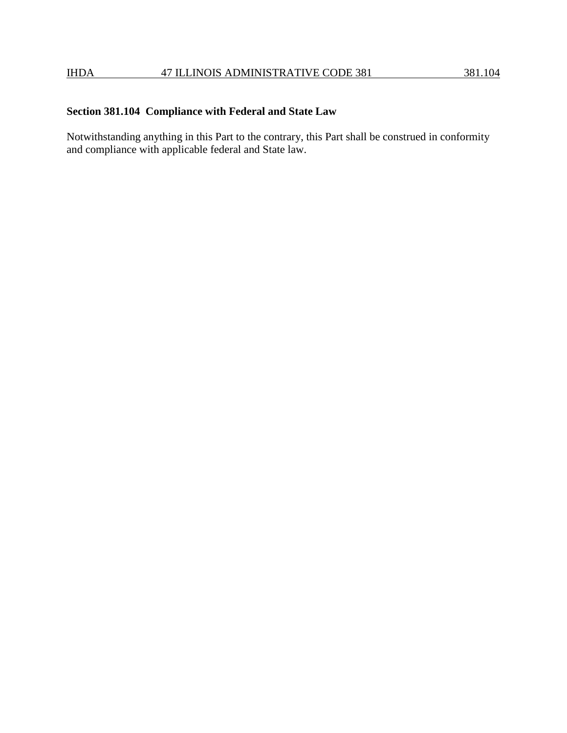**Section 381.104 Compliance with Federal and State Law**

Notwithstanding anything in this Part to the contrary, this Part shall be construed in conformity and compliance with applicable federal and State law.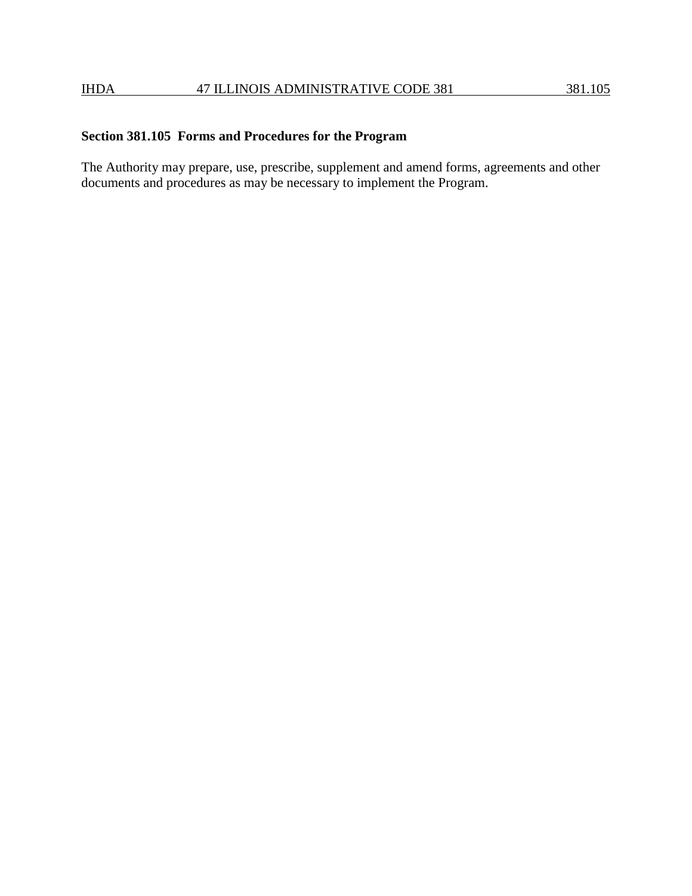## Section 381.105 Forms and Procedures for the Program

The Authority may prepare, use, prescribe, supplement and amend forms, agreements and other documents and procedures as may be necessary to implement the Program.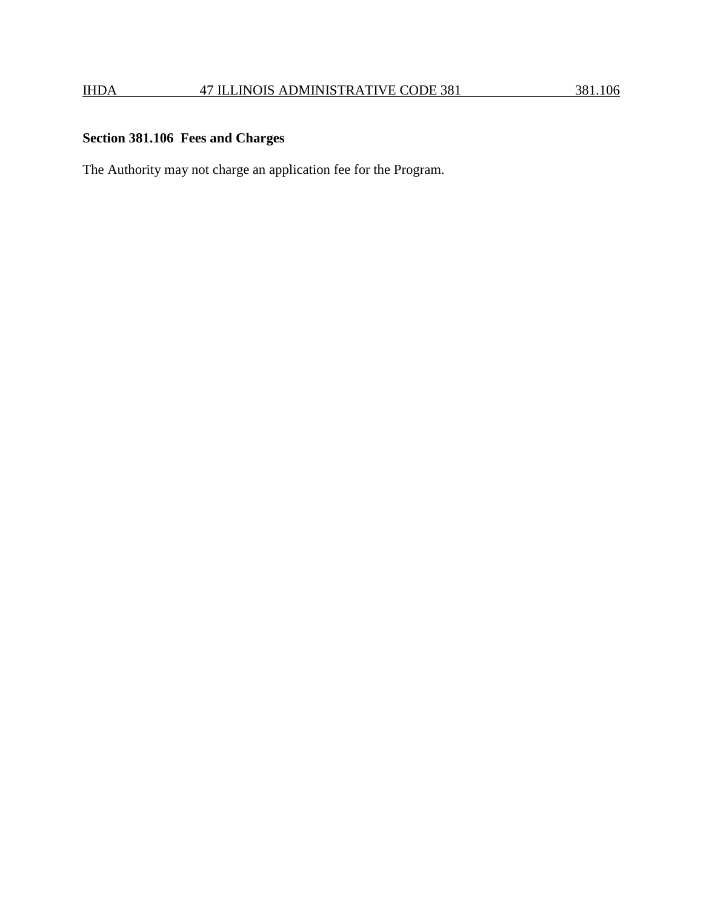## Section 381.106 Fees and Charges

The Authority may not charge an application fee for the Program.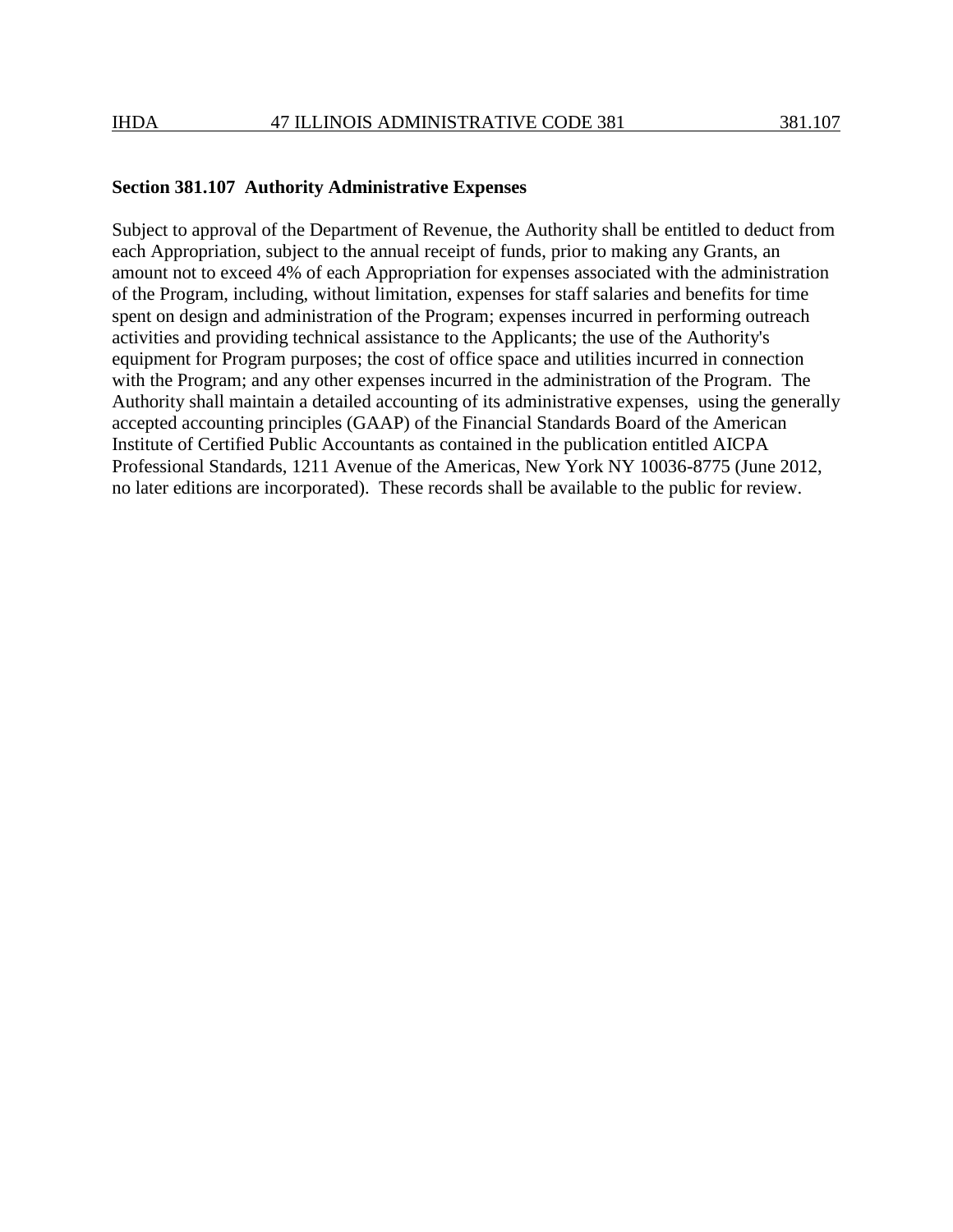**Section 381.107 Authority Administrative Expenses**

Subject to approval of the Department of Revenue, the Authority shall be entitled to deduct from each Appropriation, subject to the annual receipt of funds, prior to making any Grants, an amount not to exceed 4% of each Appropriation for expenses associated with the administration of the Program, including, without limitation, expenses for staff salaries and benefits for time spent on design and administration of the Program; expenses incurred in performing outreach activities and providing technical assistance to the Applicants; the use of the Authority's equipment for Program purposes; the cost of office space and utilities incurred in connection with the Program; and any other expenses incurred in the administration of the Program. The Authority shall maintain a detailed accounting of its administrative expenses, using the generally accepted accounting principles (GAAP) of the Financial Standards Board of the American Institute of Certified Public Accountants as contained in the publication entitled AICPA Professional Standards, 1211 Avenue of the Americas, New York NY 10036-8775 (June 2012, no later editions are incorporated). These records shall be available to the public for review.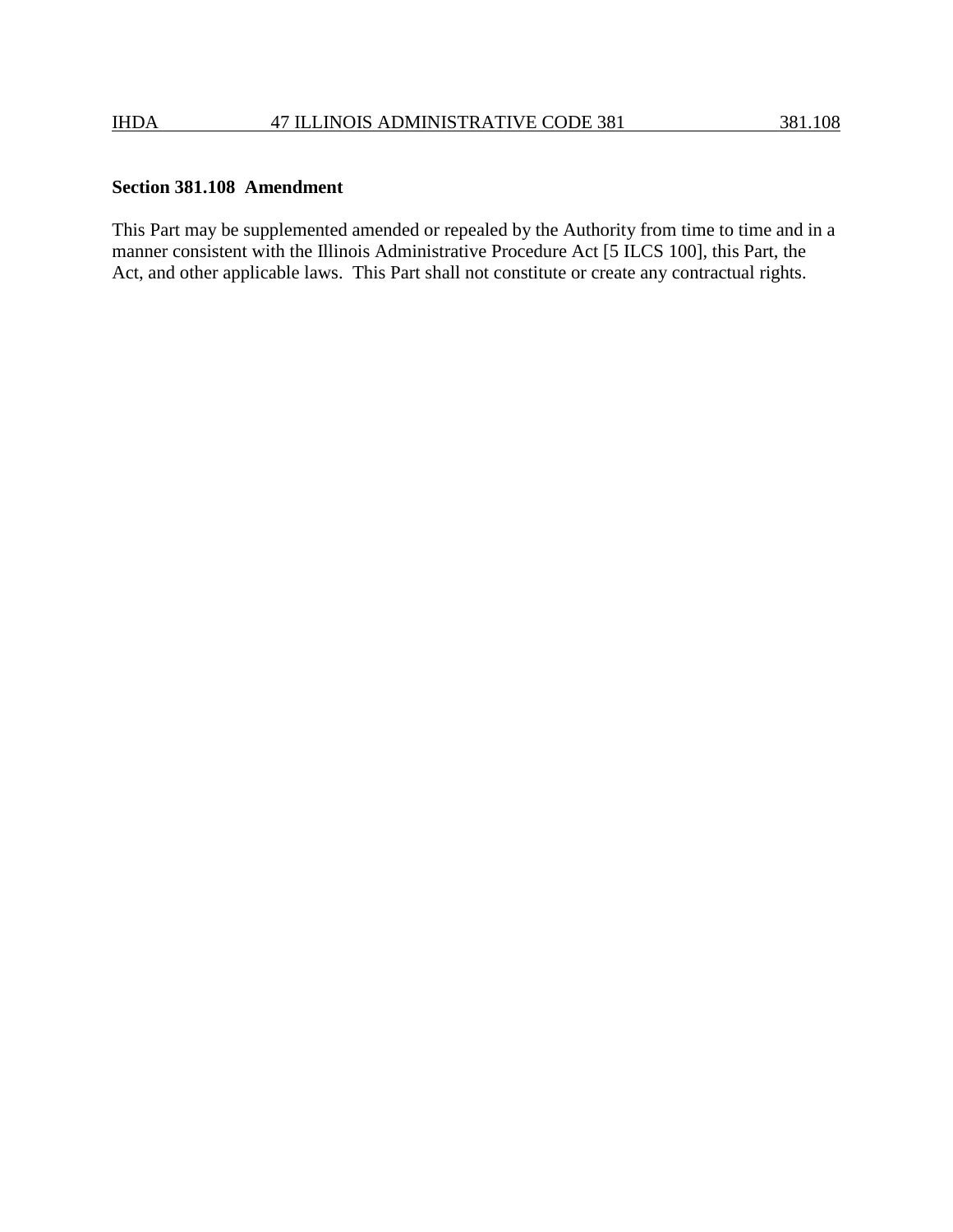**Section 381.108 Amendment**

This Part may be supplemented amended or repealed by the Authority from time to time and in a manner consistent with the Illinois Administrative Procedure Act [5 ILCS 100], this Part, the Act, and other applicable laws. This Part shall not constitute or create any contractual rights.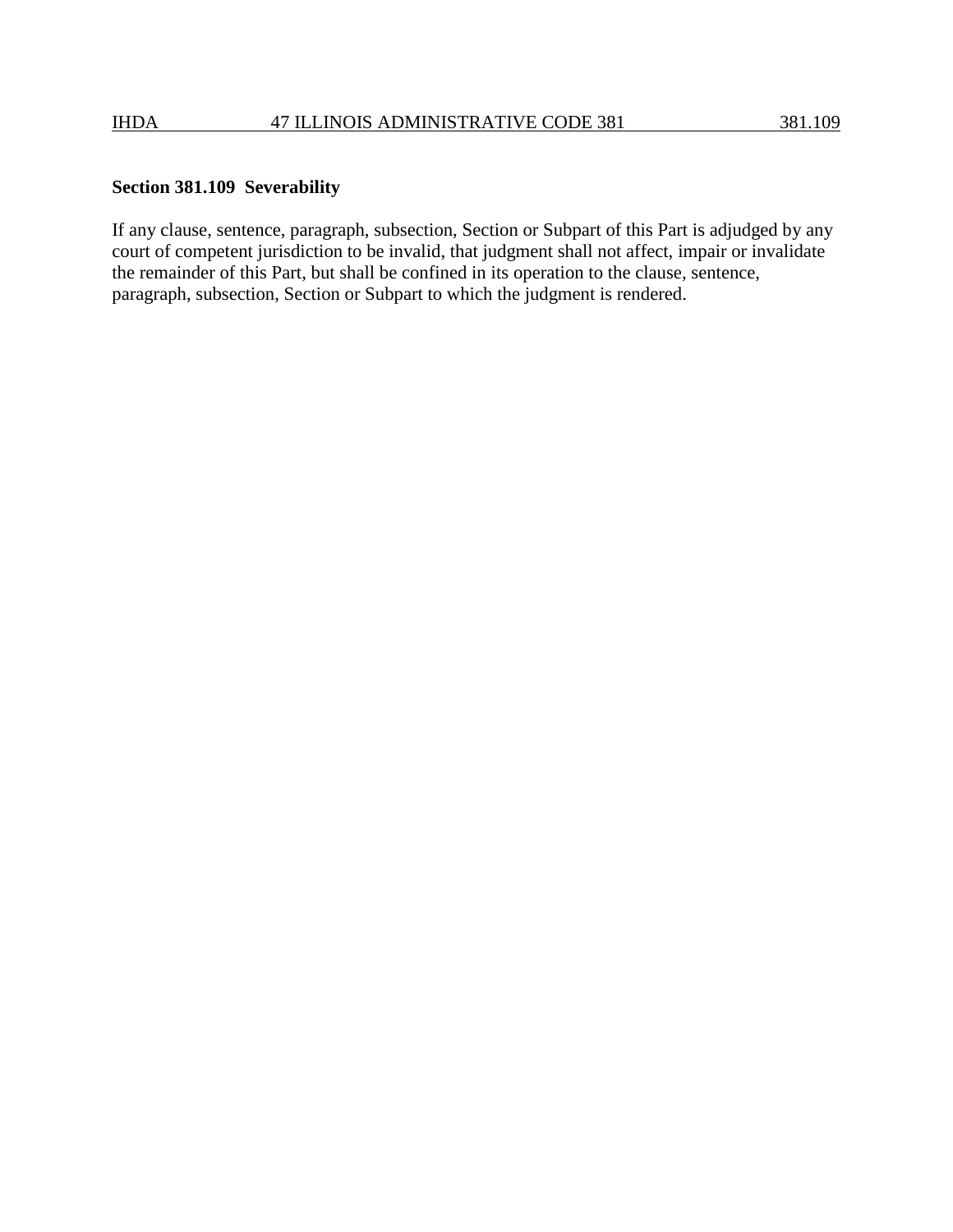**Section 381.109 Severability**

If any clause, sentence, paragraph, subsection, Section or Subpart of this Part is adjudged by any court of competent jurisdiction to be invalid, that judgment shall not affect, impair or invalidate the remainder of this Part, but shall be confined in its operation to the clause, sentence, paragraph, subsection, Section or Subpart to which the judgment is rendered.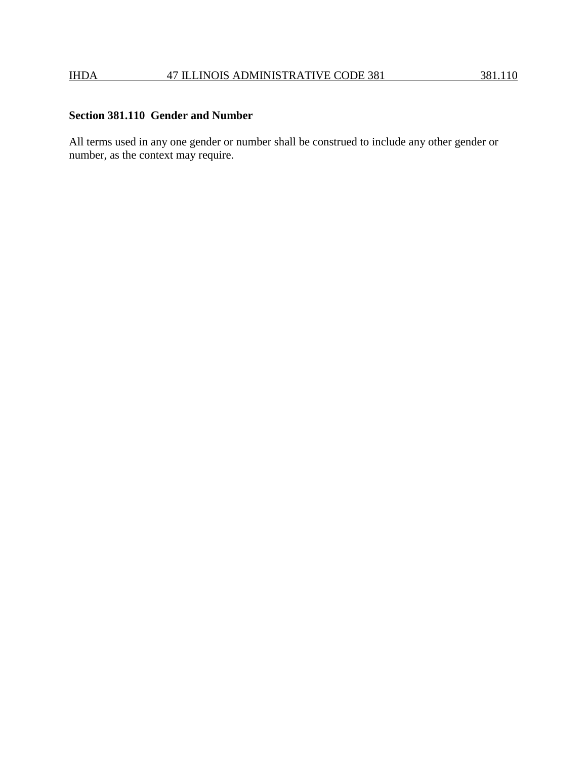## Section 381.110 Gender and Number

All terms used in any one gender or number shall be construed to include any other gender or number, as the context may require.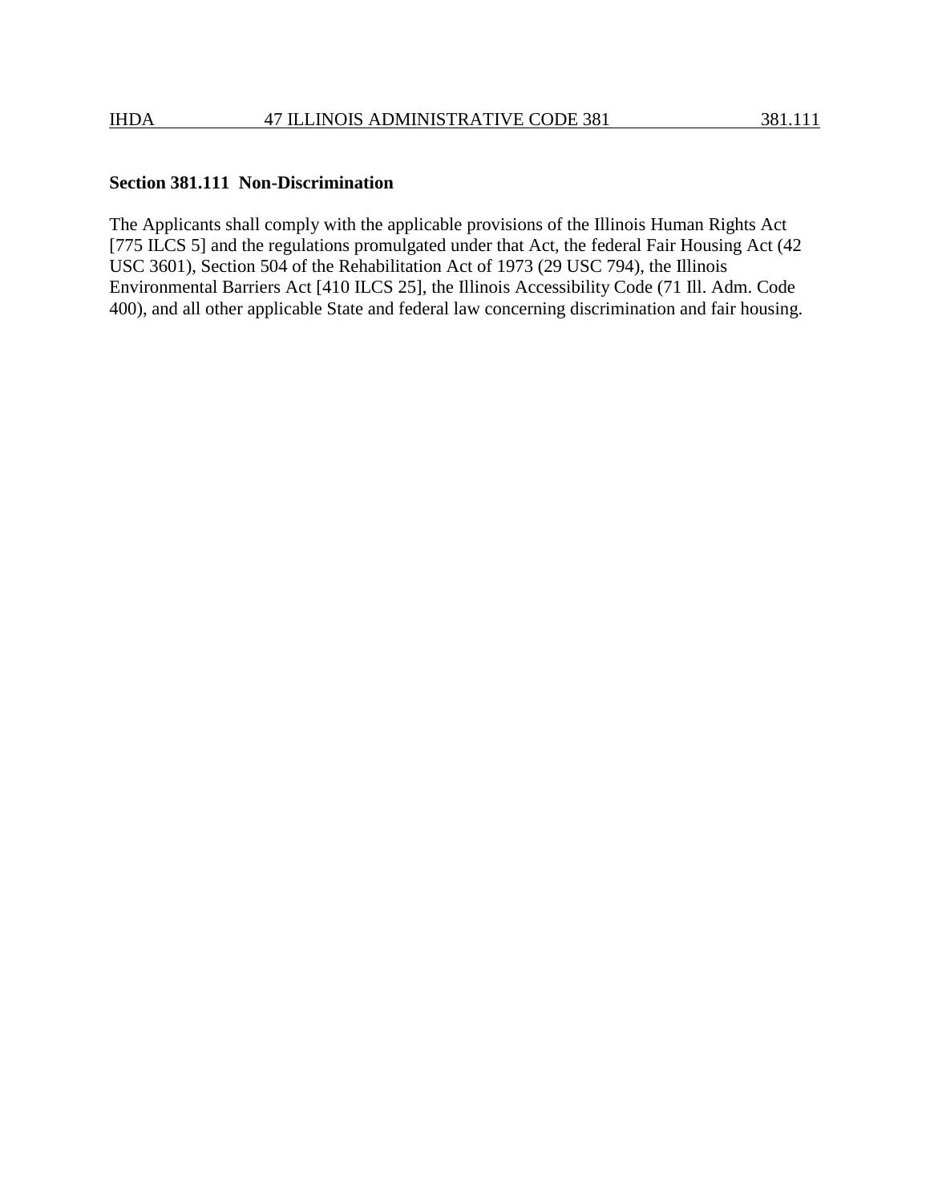**Section 381.111 Non-Discrimination**

The Applicants shall comply with the applicable provisions of the Illinois Human Rights Act [775 ILCS 5] and the regulations promulgated under that Act, the federal Fair Housing Act (42 USC 3601), Section 504 of the Rehabilitation Act of 1973 (29 USC 794), the Illinois Environmental Barriers Act [410 ILCS 25], the Illinois Accessibility Code (71 Ill. Adm. Code 400), and all other applicable State and federal law concerning discrimination and fair housing.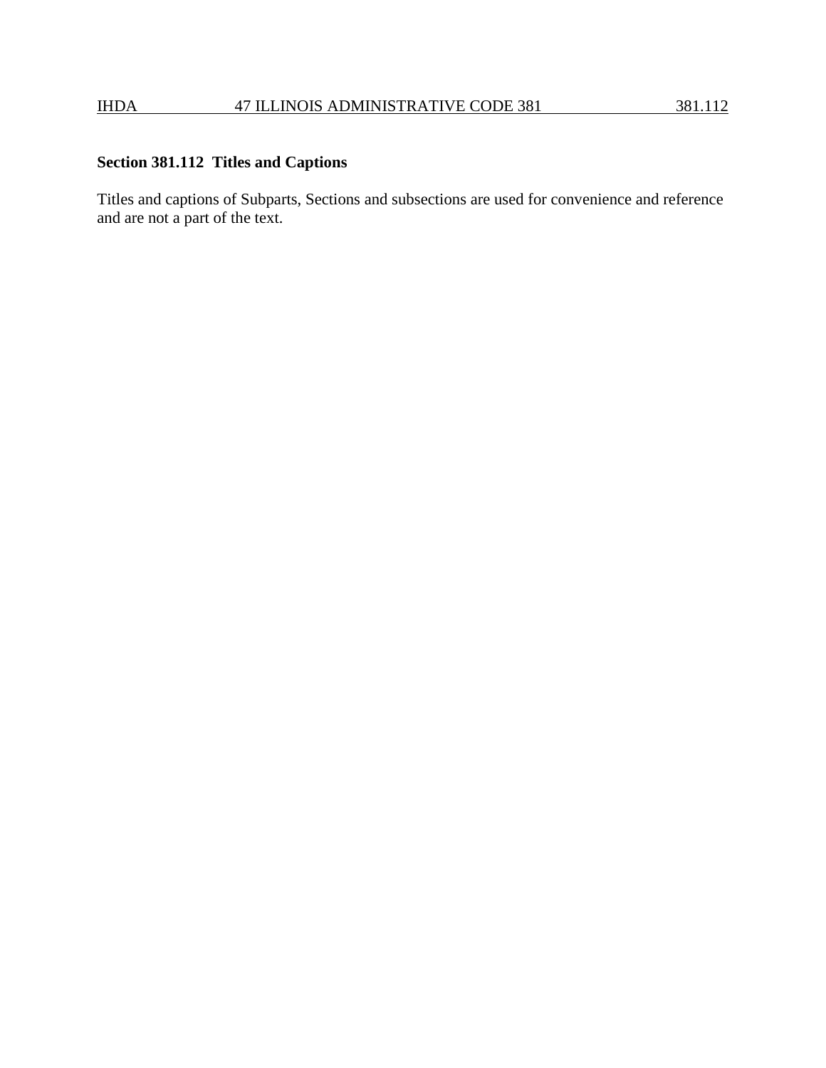## Section 381.112 Titles and Captions

Titles and captions of Subparts, Sections and subsections are used for convenience and reference and are not a part of the text.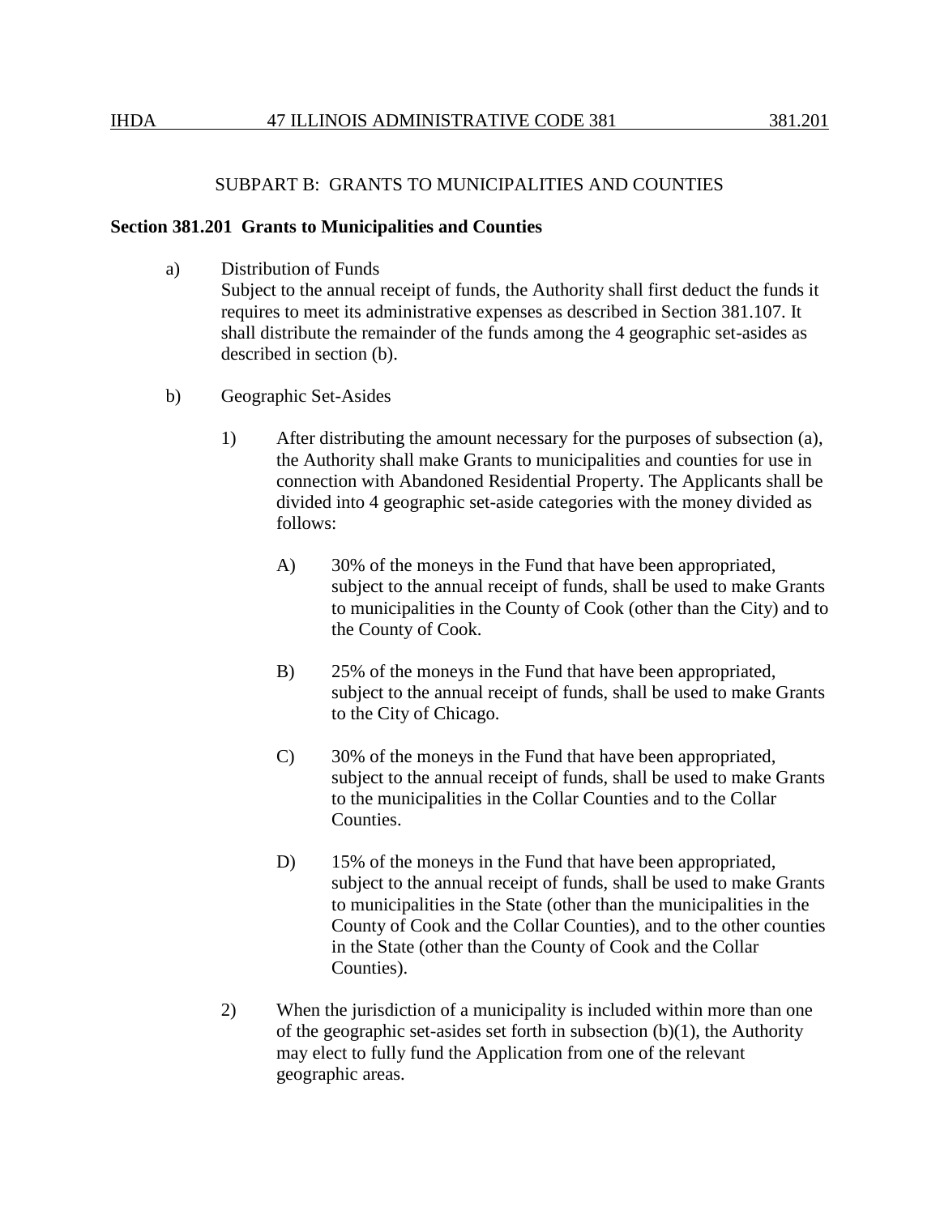## SUBPART B: GRANTS TO MUNICIPALITIES AND COUNTIES

**Section 381.201 Grants to Municipalities and Counties**

a) Distribution of Funds
Subject to the annual receipt of funds, the Authority shall first deduct the funds it requires to meet its administrative expenses as described in Section 381.107. It shall distribute the remainder of the funds among the 4 geographic set-asides as described in section (b).

b) Geographic Set-Asides

1) After distributing the amount necessary for the purposes of subsection (a), the Authority shall make Grants to municipalities and counties for use in connection with Abandoned Residential Property. The Applicants shall be divided into 4 geographic set-aside categories with the money divided as follows:

A) 30% of the moneys in the Fund that have been appropriated, subject to the annual receipt of funds, shall be used to make Grants to municipalities in the County of Cook (other than the City) and to the County of Cook.

B) 25% of the moneys in the Fund that have been appropriated, subject to the annual receipt of funds, shall be used to make Grants to the City of Chicago.

C) 30% of the moneys in the Fund that have been appropriated, subject to the annual receipt of funds, shall be used to make Grants to the municipalities in the Collar Counties and to the Collar Counties.

D) 15% of the moneys in the Fund that have been appropriated, subject to the annual receipt of funds, shall be used to make Grants to municipalities in the State (other than the municipalities in the County of Cook and the Collar Counties), and to the other counties in the State (other than the County of Cook and the Collar Counties).

2) When the jurisdiction of a municipality is included within more than one of the geographic set-asides set forth in subsection (b)(1), the Authority may elect to fully fund the Application from one of the relevant geographic areas.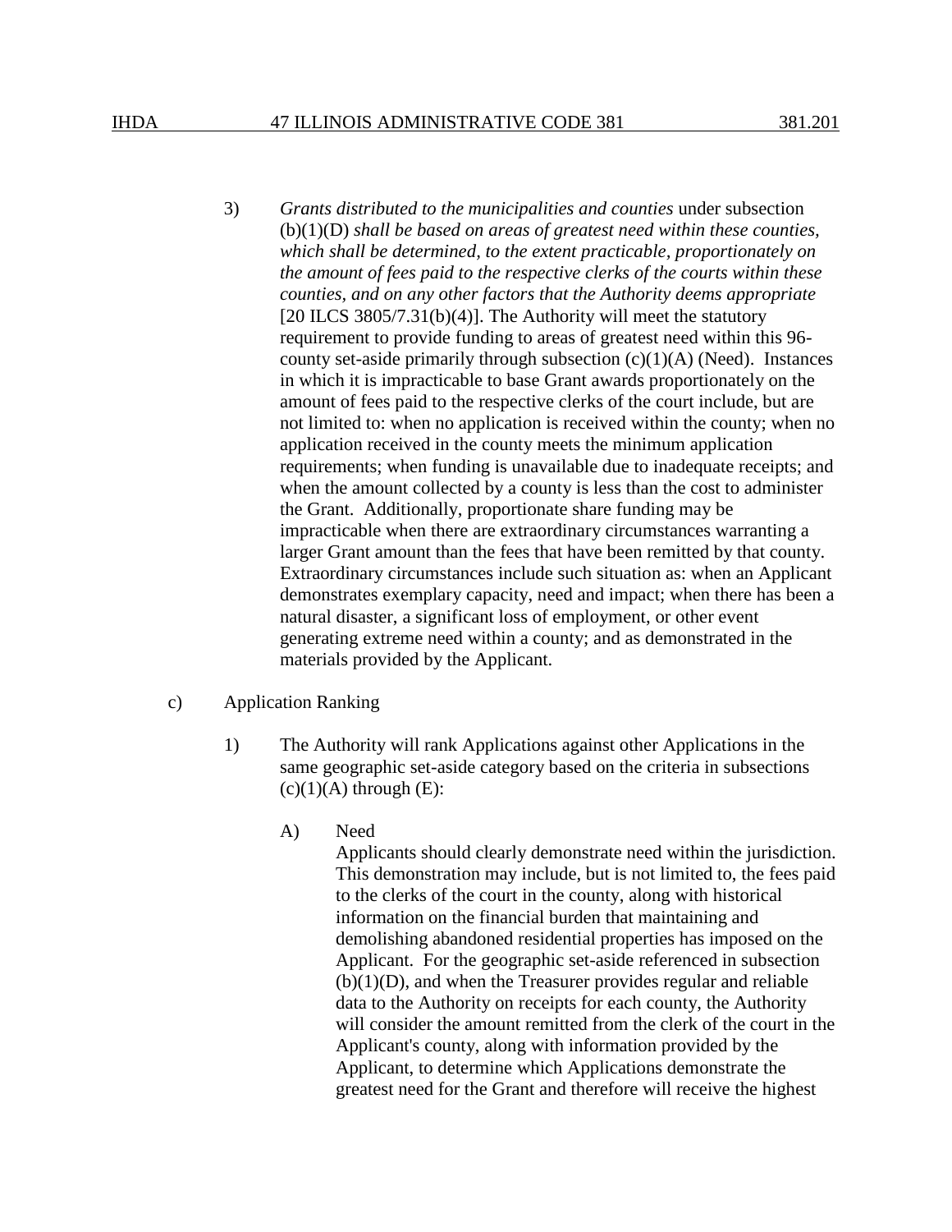3) *Grants distributed to the municipalities and counties* under subsection (b)(1)(D) *shall be based on areas of greatest need within these counties, which shall be determined, to the extent practicable, proportionately on the amount of fees paid to the respective clerks of the courts within these counties, and on any other factors that the Authority deems appropriate* [20 ILCS 3805/7.31(b)(4)]. The Authority will meet the statutory requirement to provide funding to areas of greatest need within this 96-county set-aside primarily through subsection (c)(1)(A) (Need). Instances in which it is impracticable to base Grant awards proportionately on the amount of fees paid to the respective clerks of the court include, but are not limited to: when no application is received within the county; when no application received in the county meets the minimum application requirements; when funding is unavailable due to inadequate receipts; and when the amount collected by a county is less than the cost to administer the Grant. Additionally, proportionate share funding may be impracticable when there are extraordinary circumstances warranting a larger Grant amount than the fees that have been remitted by that county. Extraordinary circumstances include such situation as: when an Applicant demonstrates exemplary capacity, need and impact; when there has been a natural disaster, a significant loss of employment, or other event generating extreme need within a county; and as demonstrated in the materials provided by the Applicant.

c) Application Ranking

1) The Authority will rank Applications against other Applications in the same geographic set-aside category based on the criteria in subsections (c)(1)(A) through (E):

A) Need

Applicants should clearly demonstrate need within the jurisdiction. This demonstration may include, but is not limited to, the fees paid to the clerks of the court in the county, along with historical information on the financial burden that maintaining and demolishing abandoned residential properties has imposed on the Applicant. For the geographic set-aside referenced in subsection (b)(1)(D), and when the Treasurer provides regular and reliable data to the Authority on receipts for each county, the Authority will consider the amount remitted from the clerk of the court in the Applicant's county, along with information provided by the Applicant, to determine which Applications demonstrate the greatest need for the Grant and therefore will receive the highest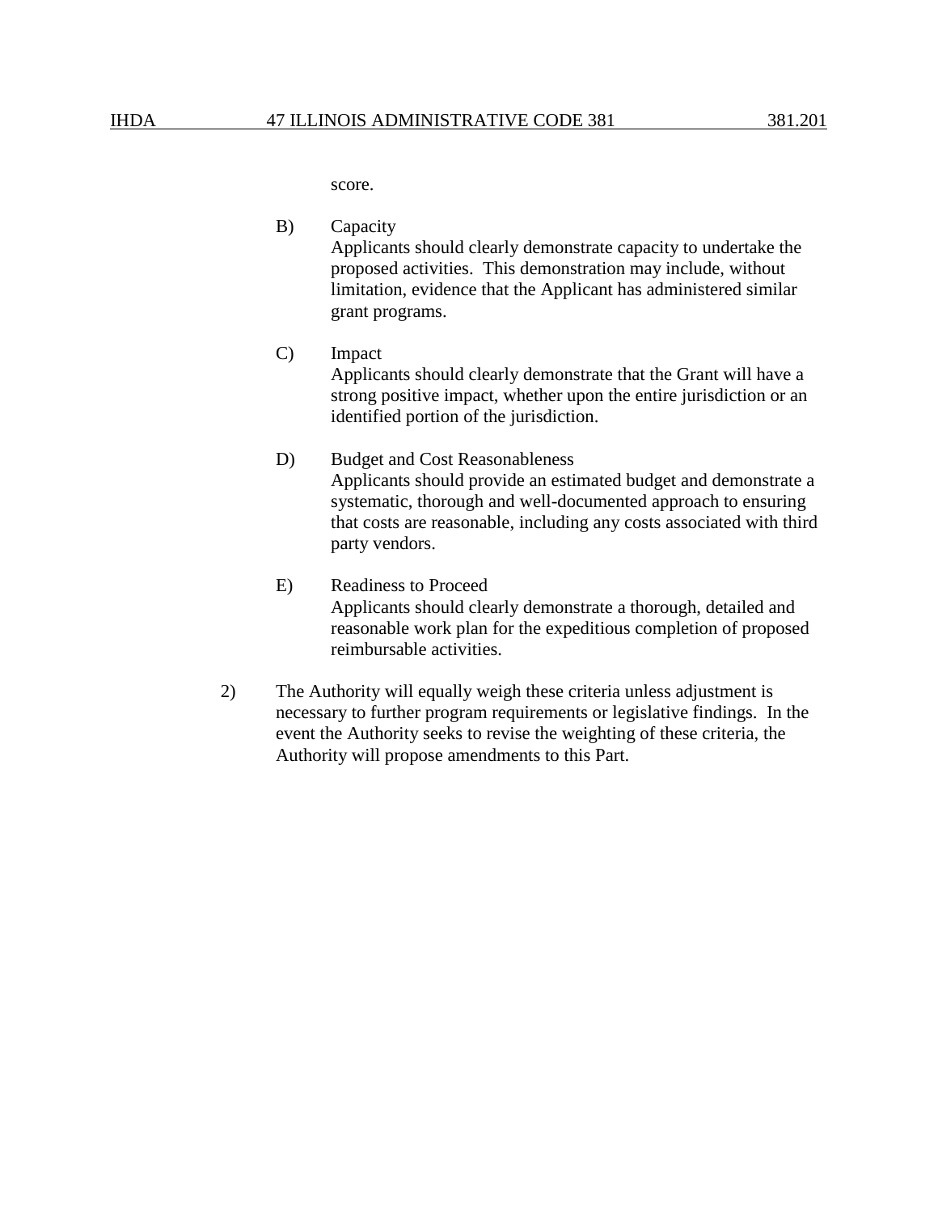score.

B) Capacity
Applicants should clearly demonstrate capacity to undertake the proposed activities. This demonstration may include, without limitation, evidence that the Applicant has administered similar grant programs.

C) Impact
Applicants should clearly demonstrate that the Grant will have a strong positive impact, whether upon the entire jurisdiction or an identified portion of the jurisdiction.

D) Budget and Cost Reasonableness
Applicants should provide an estimated budget and demonstrate a systematic, thorough and well-documented approach to ensuring that costs are reasonable, including any costs associated with third party vendors.

E) Readiness to Proceed
Applicants should clearly demonstrate a thorough, detailed and reasonable work plan for the expeditious completion of proposed reimbursable activities.

2) The Authority will equally weigh these criteria unless adjustment is necessary to further program requirements or legislative findings. In the event the Authority seeks to revise the weighting of these criteria, the Authority will propose amendments to this Part.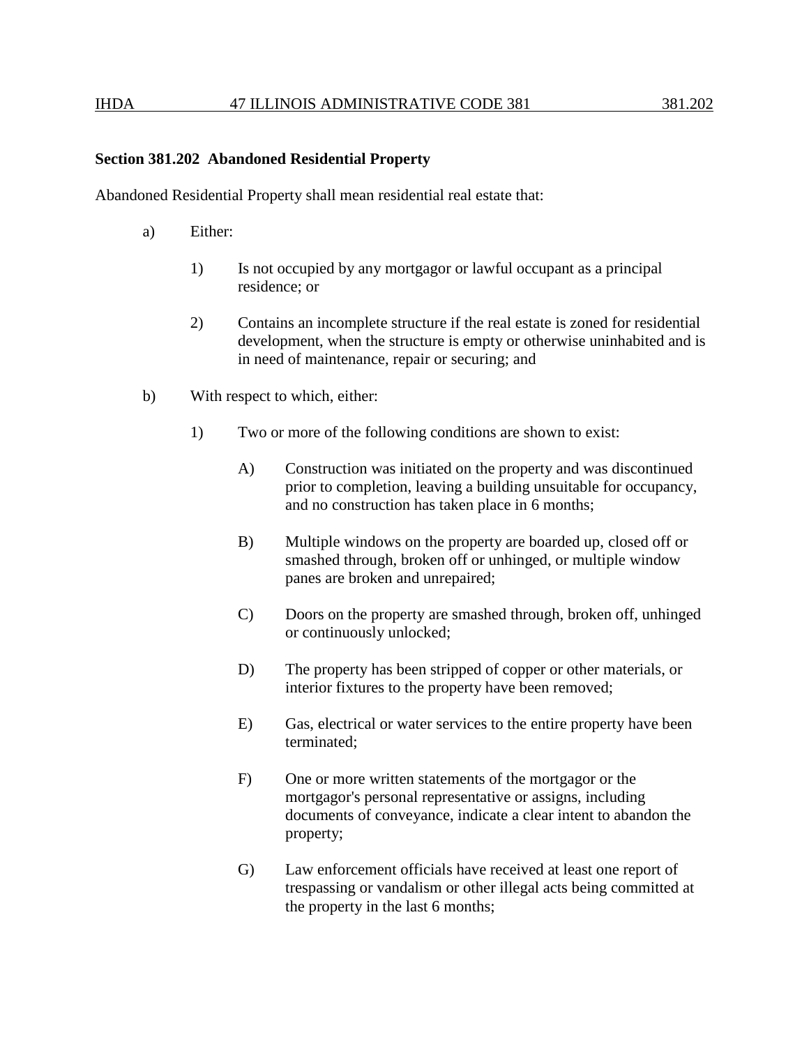**Section 381.202 Abandoned Residential Property**

Abandoned Residential Property shall mean residential real estate that:

a) Either:

  1) Is not occupied by any mortgagor or lawful occupant as a principal residence; or

  2) Contains an incomplete structure if the real estate is zoned for residential development, when the structure is empty or otherwise uninhabited and is in need of maintenance, repair or securing; and

b) With respect to which, either:

  1) Two or more of the following conditions are shown to exist:

    A) Construction was initiated on the property and was discontinued prior to completion, leaving a building unsuitable for occupancy, and no construction has taken place in 6 months;

    B) Multiple windows on the property are boarded up, closed off or smashed through, broken off or unhinged, or multiple window panes are broken and unrepaired;

    C) Doors on the property are smashed through, broken off, unhinged or continuously unlocked;

    D) The property has been stripped of copper or other materials, or interior fixtures to the property have been removed;

    E) Gas, electrical or water services to the entire property have been terminated;

    F) One or more written statements of the mortgagor or the mortgagor's personal representative or assigns, including documents of conveyance, indicate a clear intent to abandon the property;

    G) Law enforcement officials have received at least one report of trespassing or vandalism or other illegal acts being committed at the property in the last 6 months;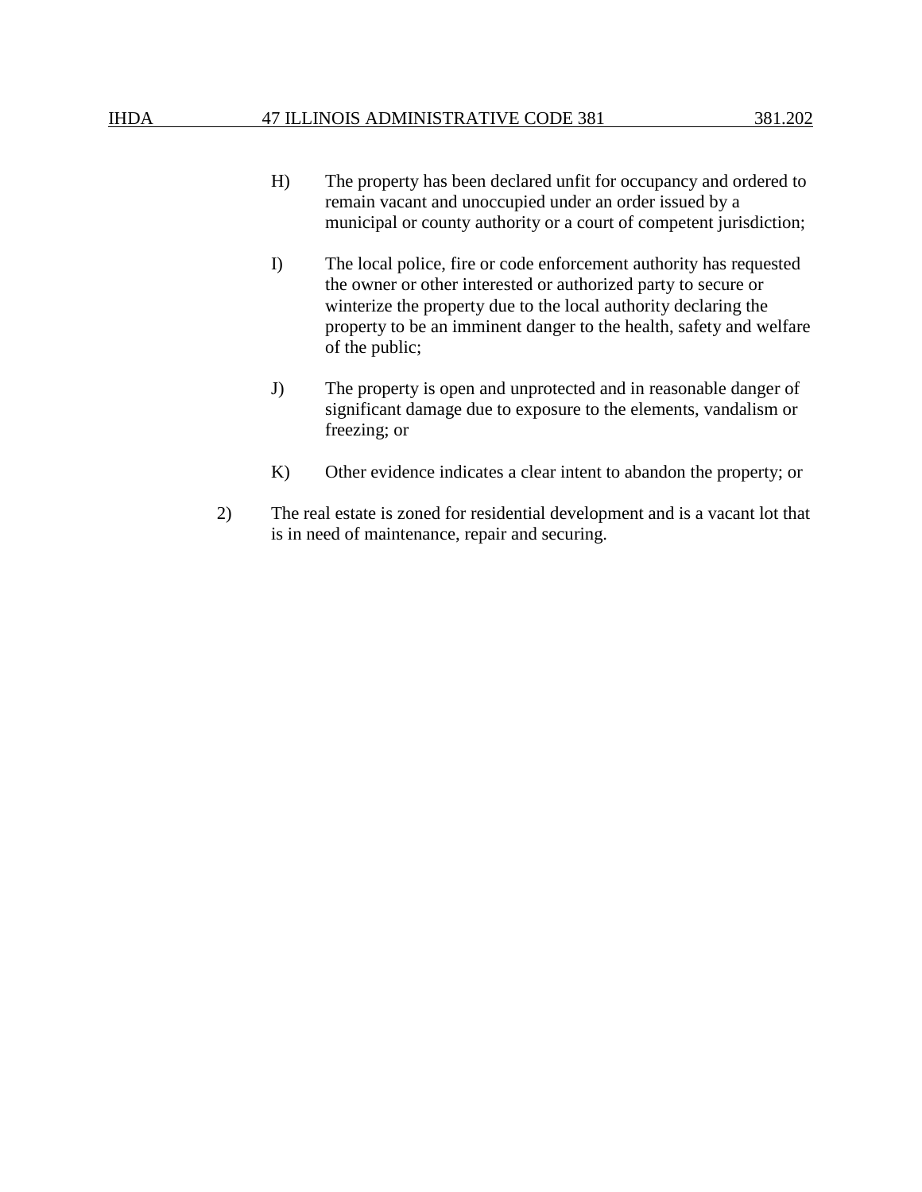H) The property has been declared unfit for occupancy and ordered to remain vacant and unoccupied under an order issued by a municipal or county authority or a court of competent jurisdiction;

I) The local police, fire or code enforcement authority has requested the owner or other interested or authorized party to secure or winterize the property due to the local authority declaring the property to be an imminent danger to the health, safety and welfare of the public;

J) The property is open and unprotected and in reasonable danger of significant damage due to exposure to the elements, vandalism or freezing; or

K) Other evidence indicates a clear intent to abandon the property; or

2) The real estate is zoned for residential development and is a vacant lot that is in need of maintenance, repair and securing.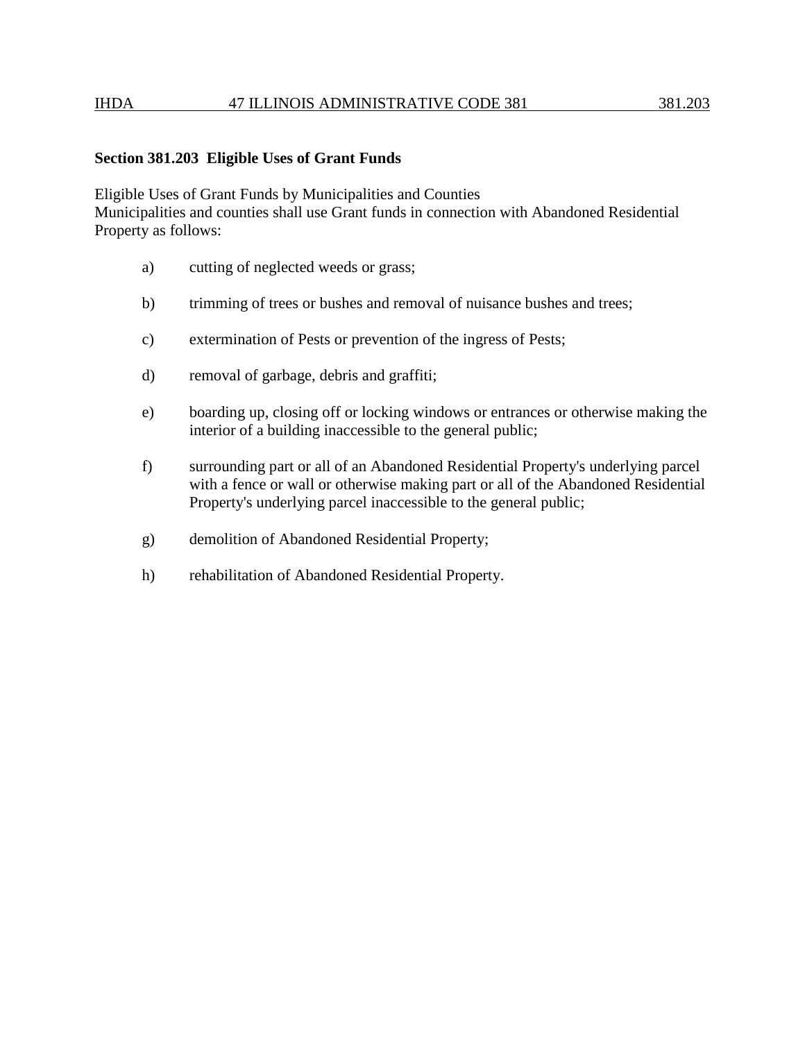## Section 381.203 Eligible Uses of Grant Funds

Eligible Uses of Grant Funds by Municipalities and Counties
Municipalities and counties shall use Grant funds in connection with Abandoned Residential Property as follows:

a) cutting of neglected weeds or grass;

b) trimming of trees or bushes and removal of nuisance bushes and trees;

c) extermination of Pests or prevention of the ingress of Pests;

d) removal of garbage, debris and graffiti;

e) boarding up, closing off or locking windows or entrances or otherwise making the interior of a building inaccessible to the general public;

f) surrounding part or all of an Abandoned Residential Property's underlying parcel with a fence or wall or otherwise making part or all of the Abandoned Residential Property's underlying parcel inaccessible to the general public;

g) demolition of Abandoned Residential Property;

h) rehabilitation of Abandoned Residential Property.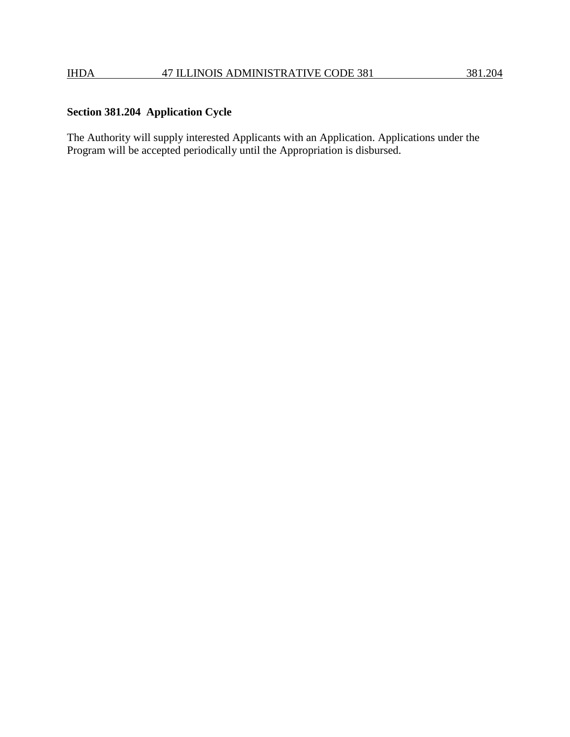**Section 381.204 Application Cycle**

The Authority will supply interested Applicants with an Application. Applications under the Program will be accepted periodically until the Appropriation is disbursed.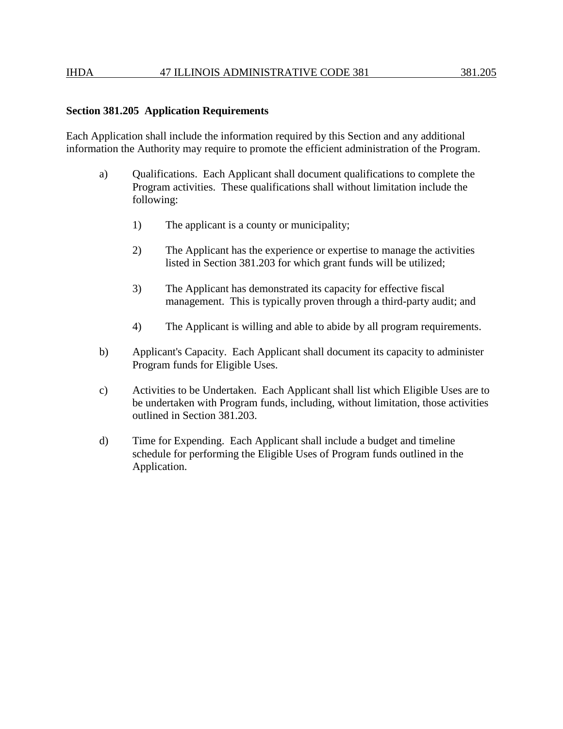**Section 381.205 Application Requirements**

Each Application shall include the information required by this Section and any additional information the Authority may require to promote the efficient administration of the Program.

a) Qualifications. Each Applicant shall document qualifications to complete the Program activities. These qualifications shall without limitation include the following:

   1) The applicant is a county or municipality;

   2) The Applicant has the experience or expertise to manage the activities listed in Section 381.203 for which grant funds will be utilized;

   3) The Applicant has demonstrated its capacity for effective fiscal management. This is typically proven through a third-party audit; and

   4) The Applicant is willing and able to abide by all program requirements.

b) Applicant's Capacity. Each Applicant shall document its capacity to administer Program funds for Eligible Uses.

c) Activities to be Undertaken. Each Applicant shall list which Eligible Uses are to be undertaken with Program funds, including, without limitation, those activities outlined in Section 381.203.

d) Time for Expending. Each Applicant shall include a budget and timeline schedule for performing the Eligible Uses of Program funds outlined in the Application.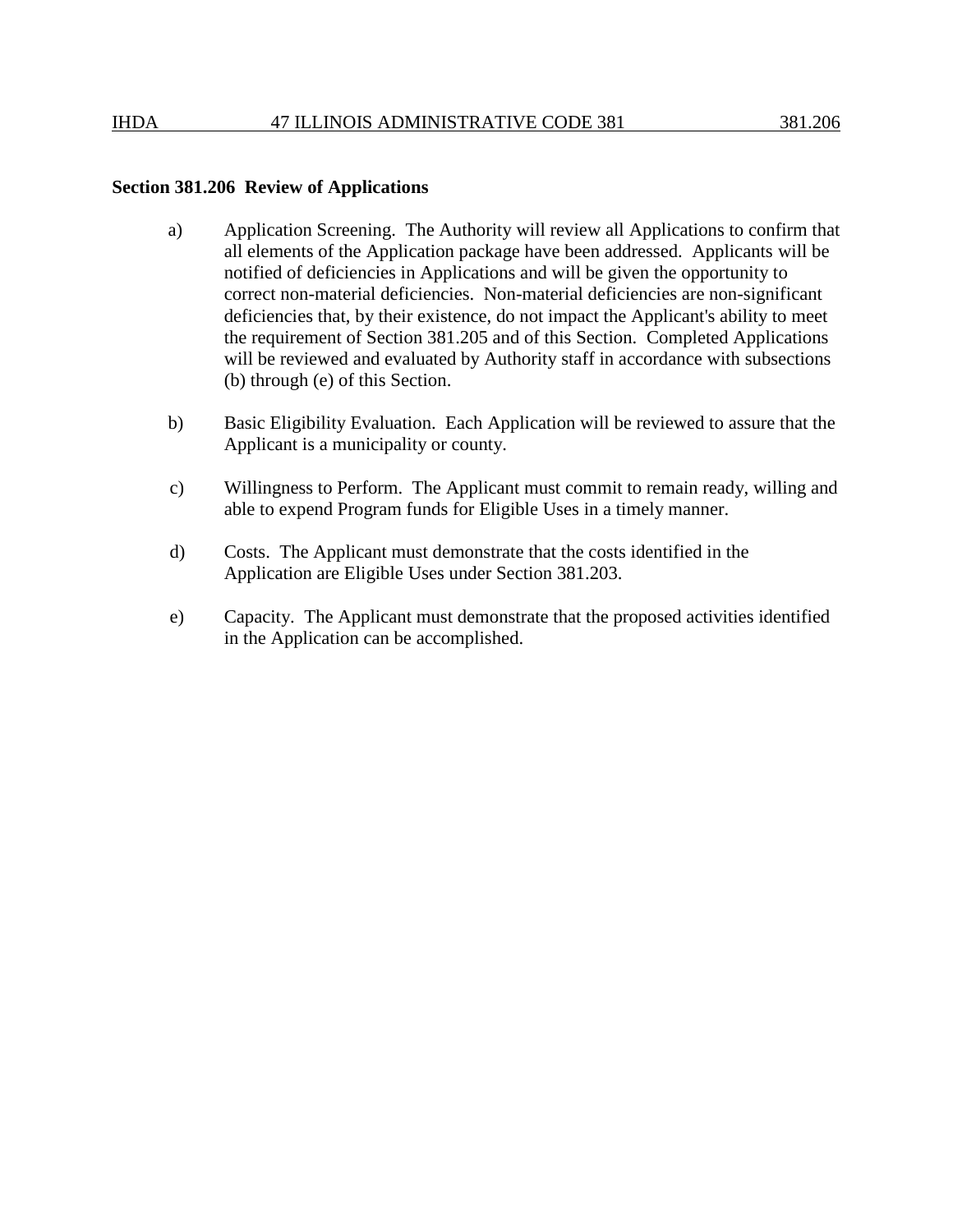**Section 381.206 Review of Applications**

a) Application Screening. The Authority will review all Applications to confirm that all elements of the Application package have been addressed. Applicants will be notified of deficiencies in Applications and will be given the opportunity to correct non-material deficiencies. Non-material deficiencies are non-significant deficiencies that, by their existence, do not impact the Applicant's ability to meet the requirement of Section 381.205 and of this Section. Completed Applications will be reviewed and evaluated by Authority staff in accordance with subsections (b) through (e) of this Section.

b) Basic Eligibility Evaluation. Each Application will be reviewed to assure that the Applicant is a municipality or county.

c) Willingness to Perform. The Applicant must commit to remain ready, willing and able to expend Program funds for Eligible Uses in a timely manner.

d) Costs. The Applicant must demonstrate that the costs identified in the Application are Eligible Uses under Section 381.203.

e) Capacity. The Applicant must demonstrate that the proposed activities identified in the Application can be accomplished.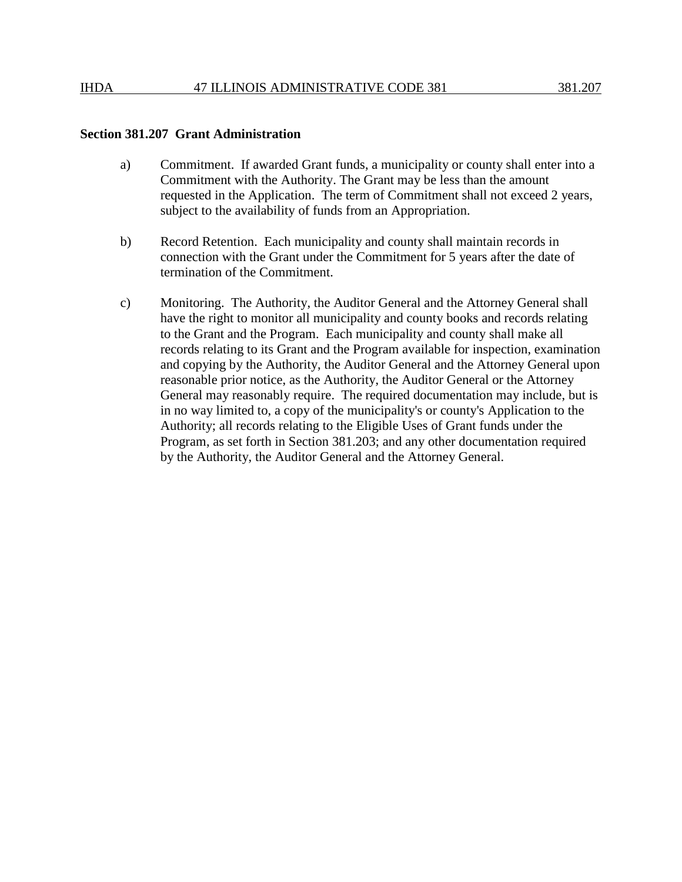**Section 381.207 Grant Administration**

a) Commitment. If awarded Grant funds, a municipality or county shall enter into a Commitment with the Authority. The Grant may be less than the amount requested in the Application. The term of Commitment shall not exceed 2 years, subject to the availability of funds from an Appropriation.

b) Record Retention. Each municipality and county shall maintain records in connection with the Grant under the Commitment for 5 years after the date of termination of the Commitment.

c) Monitoring. The Authority, the Auditor General and the Attorney General shall have the right to monitor all municipality and county books and records relating to the Grant and the Program. Each municipality and county shall make all records relating to its Grant and the Program available for inspection, examination and copying by the Authority, the Auditor General and the Attorney General upon reasonable prior notice, as the Authority, the Auditor General or the Attorney General may reasonably require. The required documentation may include, but is in no way limited to, a copy of the municipality's or county's Application to the Authority; all records relating to the Eligible Uses of Grant funds under the Program, as set forth in Section 381.203; and any other documentation required by the Authority, the Auditor General and the Attorney General.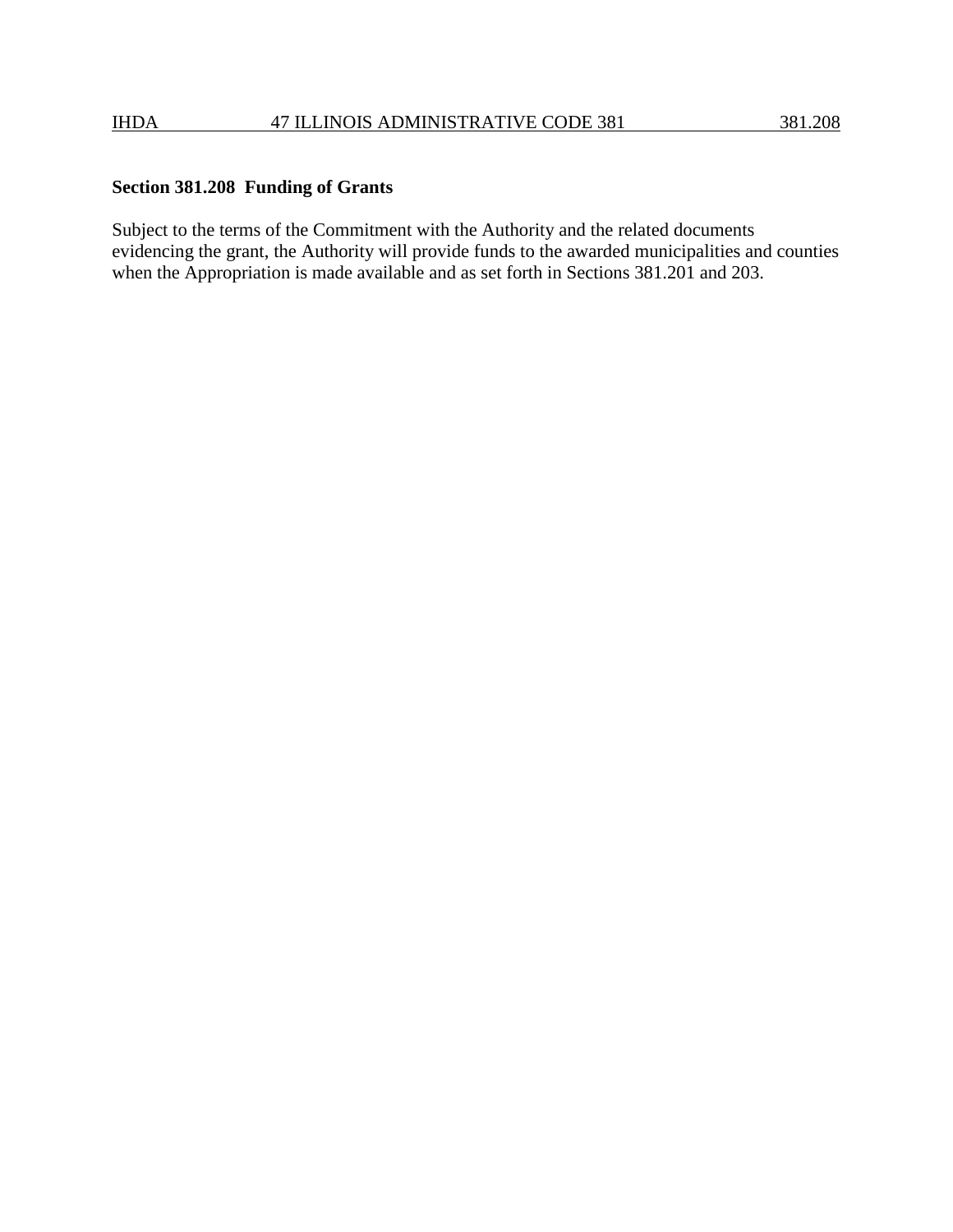## Section 381.208 Funding of Grants

Subject to the terms of the Commitment with the Authority and the related documents evidencing the grant, the Authority will provide funds to the awarded municipalities and counties when the Appropriation is made available and as set forth in Sections 381.201 and 203.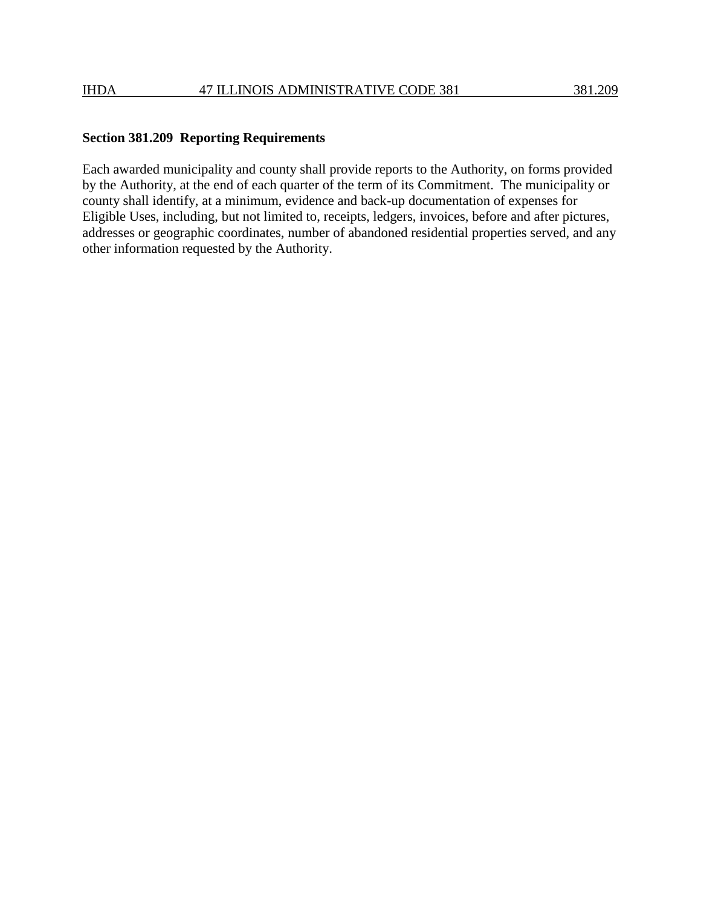**Section 381.209 Reporting Requirements**

Each awarded municipality and county shall provide reports to the Authority, on forms provided by the Authority, at the end of each quarter of the term of its Commitment. The municipality or county shall identify, at a minimum, evidence and back-up documentation of expenses for Eligible Uses, including, but not limited to, receipts, ledgers, invoices, before and after pictures, addresses or geographic coordinates, number of abandoned residential properties served, and any other information requested by the Authority.